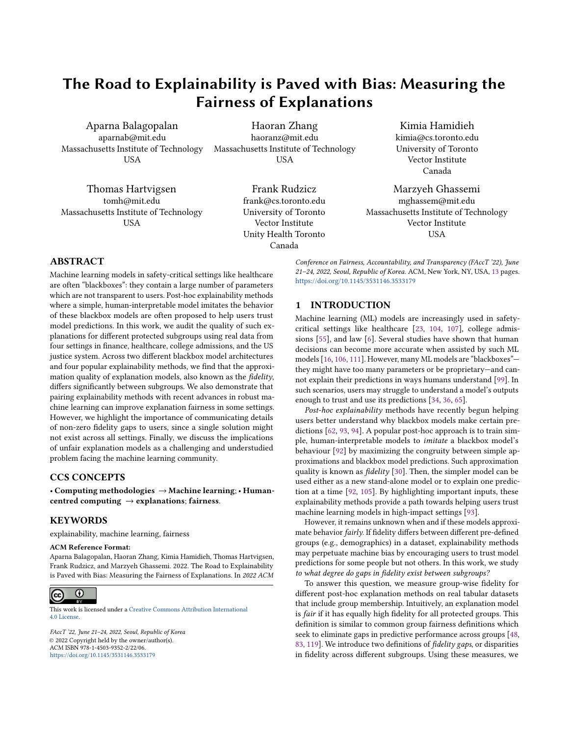# The Road to Explainability is Paved with Bias: Measuring the Fairness of Explanations

Aparna Balagopalan
aparnab@mit.edu
Massachusetts Institute of Technology
USA

Haoran Zhang
haoranz@mit.edu
Massachusetts Institute of Technology
USA

Kimia Hamidieh
kimia@cs.toronto.edu
University of Toronto
Vector Institute
Canada

Thomas Hartvigsen
tomh@mit.edu
Massachusetts Institute of Technology
USA

Frank Rudzicz
frank@cs.toronto.edu
University of Toronto
Vector Institute
Unity Health Toronto
Canada

Marzyeh Ghassemi
mghassem@mit.edu
Massachusetts Institute of Technology
Vector Institute
USA

## ABSTRACT

Machine learning models in safety-critical settings like healthcare are often "blackboxes": they contain a large number of parameters which are not transparent to users. Post-hoc explainability methods where a simple, human-interpretable model imitates the behavior of these blackbox models are often proposed to help users trust model predictions. In this work, we audit the quality of such explanations for different protected subgroups using real data from four settings in finance, healthcare, college admissions, and the US justice system. Across two different blackbox model architectures and four popular explainability methods, we find that the approximation quality of explanation models, also known as the *fidelity*, differs significantly between subgroups. We also demonstrate that pairing explainability methods with recent advances in robust machine learning can improve explanation fairness in some settings. However, we highlight the importance of communicating details of non-zero fidelity gaps to users, since a single solution might not exist across all settings. Finally, we discuss the implications of unfair explanation models as a challenging and understudied problem facing the machine learning community.

## CCS CONCEPTS

• **Computing methodologies** → **Machine learning**; • **Human-centred computing** → **explanations**; **fairness**.

## KEYWORDS

explainability, machine learning, fairness

**ACM Reference Format:**
Aparna Balagopalan, Haoran Zhang, Kimia Hamidieh, Thomas Hartvigsen, Frank Rudzicz, and Marzyeh Ghassemi. 2022. The Road to Explainability is Paved with Bias: Measuring the Fairness of Explanations. In *2022 ACM Conference on Fairness, Accountability, and Transparency (FAccT '22), June 21–24, 2022, Seoul, Republic of Korea.* ACM, New York, NY, USA, 13 pages. https://doi.org/10.1145/3531146.3533179

This work is licensed under a Creative Commons Attribution International 4.0 License.

*FAccT '22, June 21–24, 2022, Seoul, Republic of Korea*
© 2022 Copyright held by the owner/author(s).
ACM ISBN 978-1-4503-9352-2/22/06.
https://doi.org/10.1145/3531146.3533179

## 1 INTRODUCTION

Machine learning (ML) models are increasingly used in safety-critical settings like healthcare [23, 104, 107], college admissions [55], and law [6]. Several studies have shown that human decisions can become more accurate when assisted by such ML models [16, 106, 111]. However, many ML models are "blackboxes"—they might have too many parameters or be proprietary—and cannot explain their predictions in ways humans understand [99]. In such scenarios, users may struggle to understand a model's outputs enough to trust and use its predictions [34, 36, 65].

*Post-hoc explainability* methods have recently begun helping users better understand why blackbox models make certain predictions [62, 93, 94]. A popular post-hoc approach is to train simple, human-interpretable models to *imitate* a blackbox model's behaviour [92] by maximizing the congruity between simple approximations and blackbox model predictions. Such approximation quality is known as *fidelity* [30]. Then, the simpler model can be used either as a new stand-alone model or to explain one prediction at a time [92, 105]. By highlighting important inputs, these explainability methods provide a path towards helping users trust machine learning models in high-impact settings [93].

However, it remains unknown when and if these models approximate behavior *fairly.* If fidelity differs between different pre-defined groups (e.g., demographics) in a dataset, explainability methods may perpetuate machine bias by encouraging users to trust model predictions for some people but not others. In this work, we study *to what degree do gaps in fidelity exist between subgroups?*

To answer this question, we measure group-wise fidelity for different post-hoc explanation methods on real tabular datasets that include group membership. Intuitively, an explanation model is *fair* if it has equally high fidelity for all protected groups. This definition is similar to common group fairness definitions which seek to eliminate gaps in predictive performance across groups [48, 83, 119]. We introduce two definitions of *fidelity gaps*, or disparities in fidelity across different subgroups. Using these measures, we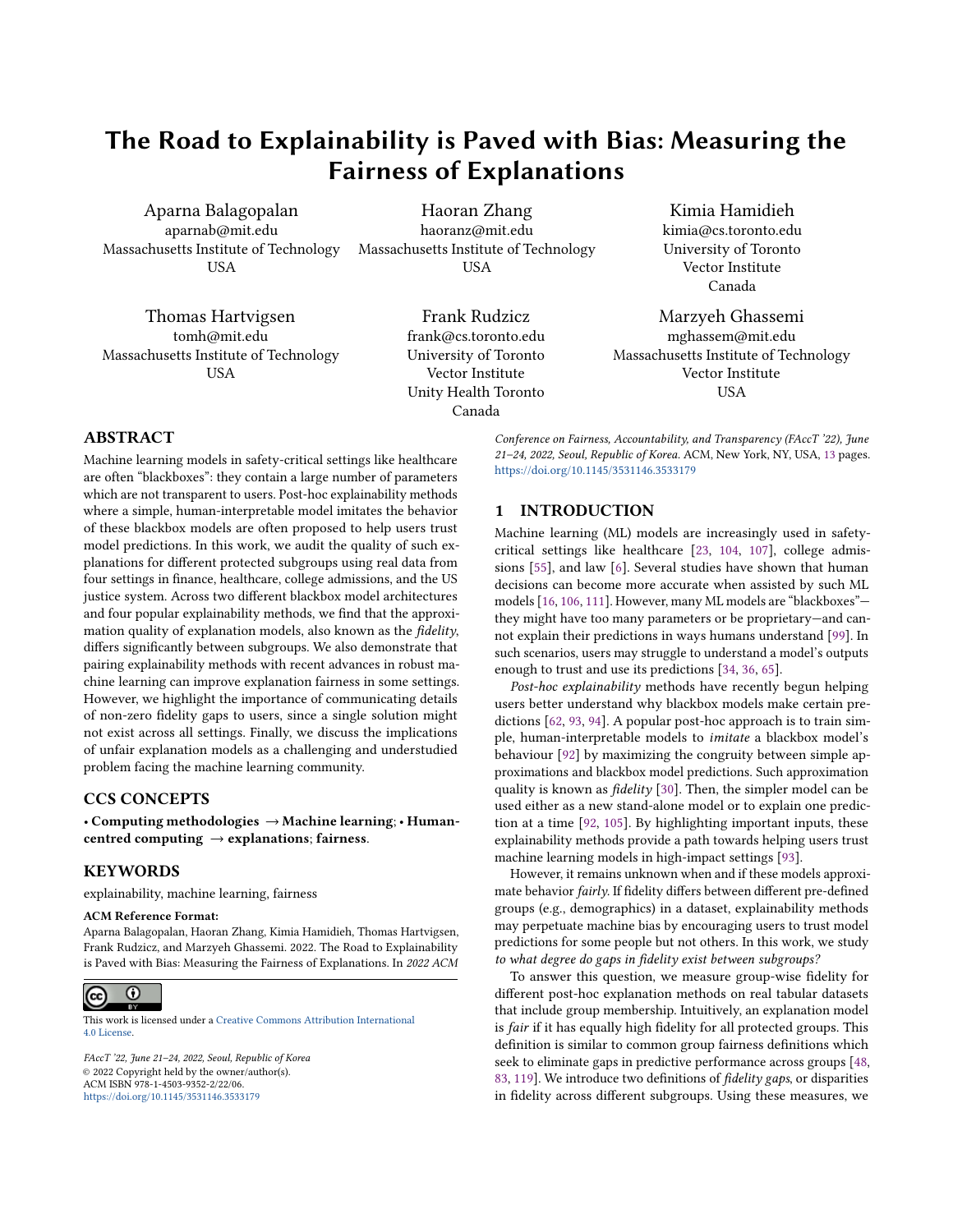# The Road to Explainability is Paved with Bias: Measuring the Fairness of Explanations

Aparna Balagopalan
aparnab@mit.edu
Massachusetts Institute of Technology
USA

Haoran Zhang
haoranz@mit.edu
Massachusetts Institute of Technology
USA

Kimia Hamidieh
kimia@cs.toronto.edu
University of Toronto
Vector Institute
Canada

Thomas Hartvigsen
tomh@mit.edu
Massachusetts Institute of Technology
USA

Frank Rudzicz
frank@cs.toronto.edu
University of Toronto
Vector Institute
Unity Health Toronto
Canada

Marzyeh Ghassemi
mghassem@mit.edu
Massachusetts Institute of Technology
Vector Institute
USA

## ABSTRACT

Machine learning models in safety-critical settings like healthcare are often "blackboxes": they contain a large number of parameters which are not transparent to users. Post-hoc explainability methods where a simple, human-interpretable model imitates the behavior of these blackbox models are often proposed to help users trust model predictions. In this work, we audit the quality of such explanations for different protected subgroups using real data from four settings in finance, healthcare, college admissions, and the US justice system. Across two different blackbox model architectures and four popular explainability methods, we find that the approximation quality of explanation models, also known as the *fidelity*, differs significantly between subgroups. We also demonstrate that pairing explainability methods with recent advances in robust machine learning can improve explanation fairness in some settings. However, we highlight the importance of communicating details of non-zero fidelity gaps to users, since a single solution might not exist across all settings. Finally, we discuss the implications of unfair explanation models as a challenging and understudied problem facing the machine learning community.

## CCS CONCEPTS

• **Computing methodologies** → **Machine learning**; • **Human-centred computing** → **explanations**; **fairness**.

## KEYWORDS

explainability, machine learning, fairness

**ACM Reference Format:**
Aparna Balagopalan, Haoran Zhang, Kimia Hamidieh, Thomas Hartvigsen, Frank Rudzicz, and Marzyeh Ghassemi. 2022. The Road to Explainability is Paved with Bias: Measuring the Fairness of Explanations. In *2022 ACM Conference on Fairness, Accountability, and Transparency (FAccT '22), June 21–24, 2022, Seoul, Republic of Korea.* ACM, New York, NY, USA, 13 pages. https://doi.org/10.1145/3531146.3533179

This work is licensed under a Creative Commons Attribution International 4.0 License.

*FAccT '22, June 21–24, 2022, Seoul, Republic of Korea*
© 2022 Copyright held by the owner/author(s).
ACM ISBN 978-1-4503-9352-2/22/06.
https://doi.org/10.1145/3531146.3533179

## 1 INTRODUCTION

Machine learning (ML) models are increasingly used in safety-critical settings like healthcare [23, 104, 107], college admissions [55], and law [6]. Several studies have shown that human decisions can become more accurate when assisted by such ML models [16, 106, 111]. However, many ML models are "blackboxes"—they might have too many parameters or be proprietary—and cannot explain their predictions in ways humans understand [99]. In such scenarios, users may struggle to understand a model's outputs enough to trust and use its predictions [34, 36, 65].

*Post-hoc explainability* methods have recently begun helping users better understand why blackbox models make certain predictions [62, 93, 94]. A popular post-hoc approach is to train simple, human-interpretable models to *imitate* a blackbox model's behaviour [92] by maximizing the congruity between simple approximations and blackbox model predictions. Such approximation quality is known as *fidelity* [30]. Then, the simpler model can be used either as a new stand-alone model or to explain one prediction at a time [92, 105]. By highlighting important inputs, these explainability methods provide a path towards helping users trust machine learning models in high-impact settings [93].

However, it remains unknown when and if these models approximate behavior *fairly.* If fidelity differs between different pre-defined groups (e.g., demographics) in a dataset, explainability methods may perpetuate machine bias by encouraging users to trust model predictions for some people but not others. In this work, we study *to what degree do gaps in fidelity exist between subgroups?*

To answer this question, we measure group-wise fidelity for different post-hoc explanation methods on real tabular datasets that include group membership. Intuitively, an explanation model is *fair* if it has equally high fidelity for all protected groups. This definition is similar to common group fairness definitions which seek to eliminate gaps in predictive performance across groups [48, 83, 119]. We introduce two definitions of *fidelity gaps*, or disparities in fidelity across different subgroups. Using these measures, we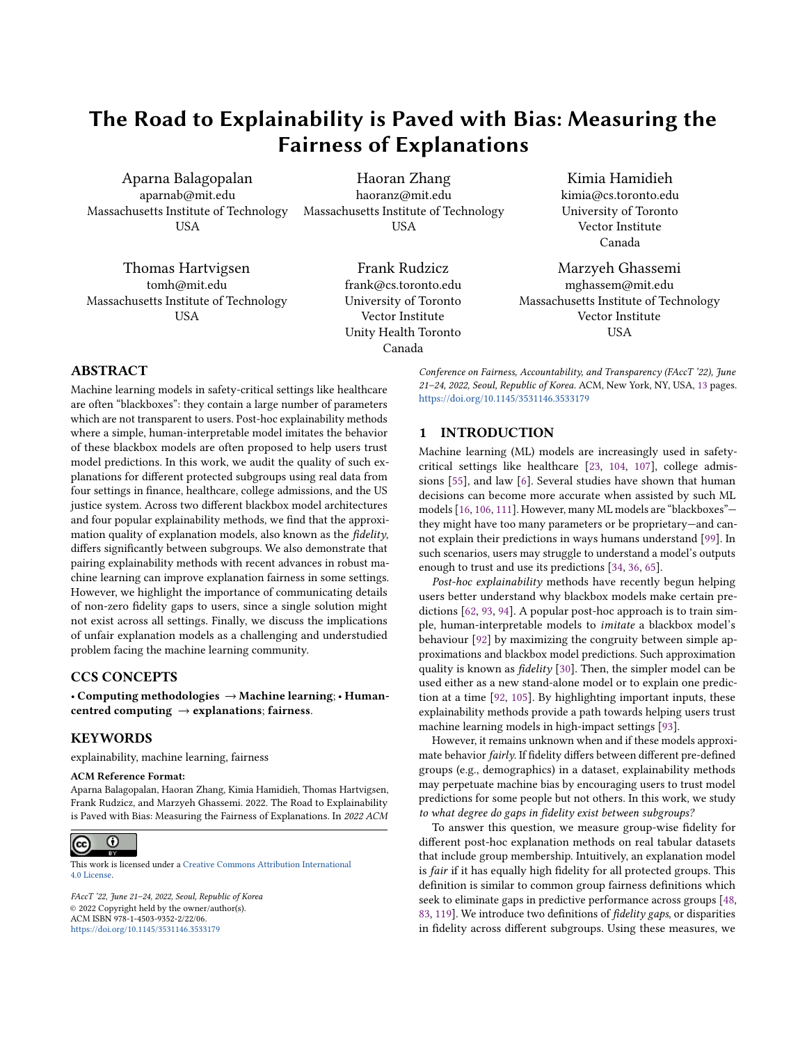# The Road to Explainability is Paved with Bias: Measuring the Fairness of Explanations

Aparna Balagopalan
aparnab@mit.edu
Massachusetts Institute of Technology
USA

Haoran Zhang
haoranz@mit.edu
Massachusetts Institute of Technology
USA

Kimia Hamidieh
kimia@cs.toronto.edu
University of Toronto
Vector Institute
Canada

Thomas Hartvigsen
tomh@mit.edu
Massachusetts Institute of Technology
USA

Frank Rudzicz
frank@cs.toronto.edu
University of Toronto
Vector Institute
Unity Health Toronto
Canada

Marzyeh Ghassemi
mghassem@mit.edu
Massachusetts Institute of Technology
Vector Institute
USA

## ABSTRACT

Machine learning models in safety-critical settings like healthcare are often "blackboxes": they contain a large number of parameters which are not transparent to users. Post-hoc explainability methods where a simple, human-interpretable model imitates the behavior of these blackbox models are often proposed to help users trust model predictions. In this work, we audit the quality of such explanations for different protected subgroups using real data from four settings in finance, healthcare, college admissions, and the US justice system. Across two different blackbox model architectures and four popular explainability methods, we find that the approximation quality of explanation models, also known as the *fidelity*, differs significantly between subgroups. We also demonstrate that pairing explainability methods with recent advances in robust machine learning can improve explanation fairness in some settings. However, we highlight the importance of communicating details of non-zero fidelity gaps to users, since a single solution might not exist across all settings. Finally, we discuss the implications of unfair explanation models as a challenging and understudied problem facing the machine learning community.

## CCS CONCEPTS

• **Computing methodologies** → **Machine learning**; • **Human-centred computing** → **explanations**; **fairness**.

## KEYWORDS

explainability, machine learning, fairness

**ACM Reference Format:**
Aparna Balagopalan, Haoran Zhang, Kimia Hamidieh, Thomas Hartvigsen, Frank Rudzicz, and Marzyeh Ghassemi. 2022. The Road to Explainability is Paved with Bias: Measuring the Fairness of Explanations. In *2022 ACM Conference on Fairness, Accountability, and Transparency (FAccT '22), June 21–24, 2022, Seoul, Republic of Korea.* ACM, New York, NY, USA, 13 pages. https://doi.org/10.1145/3531146.3533179

This work is licensed under a Creative Commons Attribution International 4.0 License.

*FAccT '22, June 21–24, 2022, Seoul, Republic of Korea*
© 2022 Copyright held by the owner/author(s).
ACM ISBN 978-1-4503-9352-2/22/06.
https://doi.org/10.1145/3531146.3533179

## 1 INTRODUCTION

Machine learning (ML) models are increasingly used in safety-critical settings like healthcare [23, 104, 107], college admissions [55], and law [6]. Several studies have shown that human decisions can become more accurate when assisted by such ML models [16, 106, 111]. However, many ML models are "blackboxes"—they might have too many parameters or be proprietary—and cannot explain their predictions in ways humans understand [99]. In such scenarios, users may struggle to understand a model's outputs enough to trust and use its predictions [34, 36, 65].

*Post-hoc explainability* methods have recently begun helping users better understand why blackbox models make certain predictions [62, 93, 94]. A popular post-hoc approach is to train simple, human-interpretable models to *imitate* a blackbox model's behaviour [92] by maximizing the congruity between simple approximations and blackbox model predictions. Such approximation quality is known as *fidelity* [30]. Then, the simpler model can be used either as a new stand-alone model or to explain one prediction at a time [92, 105]. By highlighting important inputs, these explainability methods provide a path towards helping users trust machine learning models in high-impact settings [93].

However, it remains unknown when and if these models approximate behavior *fairly.* If fidelity differs between different pre-defined groups (e.g., demographics) in a dataset, explainability methods may perpetuate machine bias by encouraging users to trust model predictions for some people but not others. In this work, we study *to what degree do gaps in fidelity exist between subgroups?*

To answer this question, we measure group-wise fidelity for different post-hoc explanation methods on real tabular datasets that include group membership. Intuitively, an explanation model is *fair* if it has equally high fidelity for all protected groups. This definition is similar to common group fairness definitions which seek to eliminate gaps in predictive performance across groups [48, 83, 119]. We introduce two definitions of *fidelity gaps*, or disparities in fidelity across different subgroups. Using these measures, we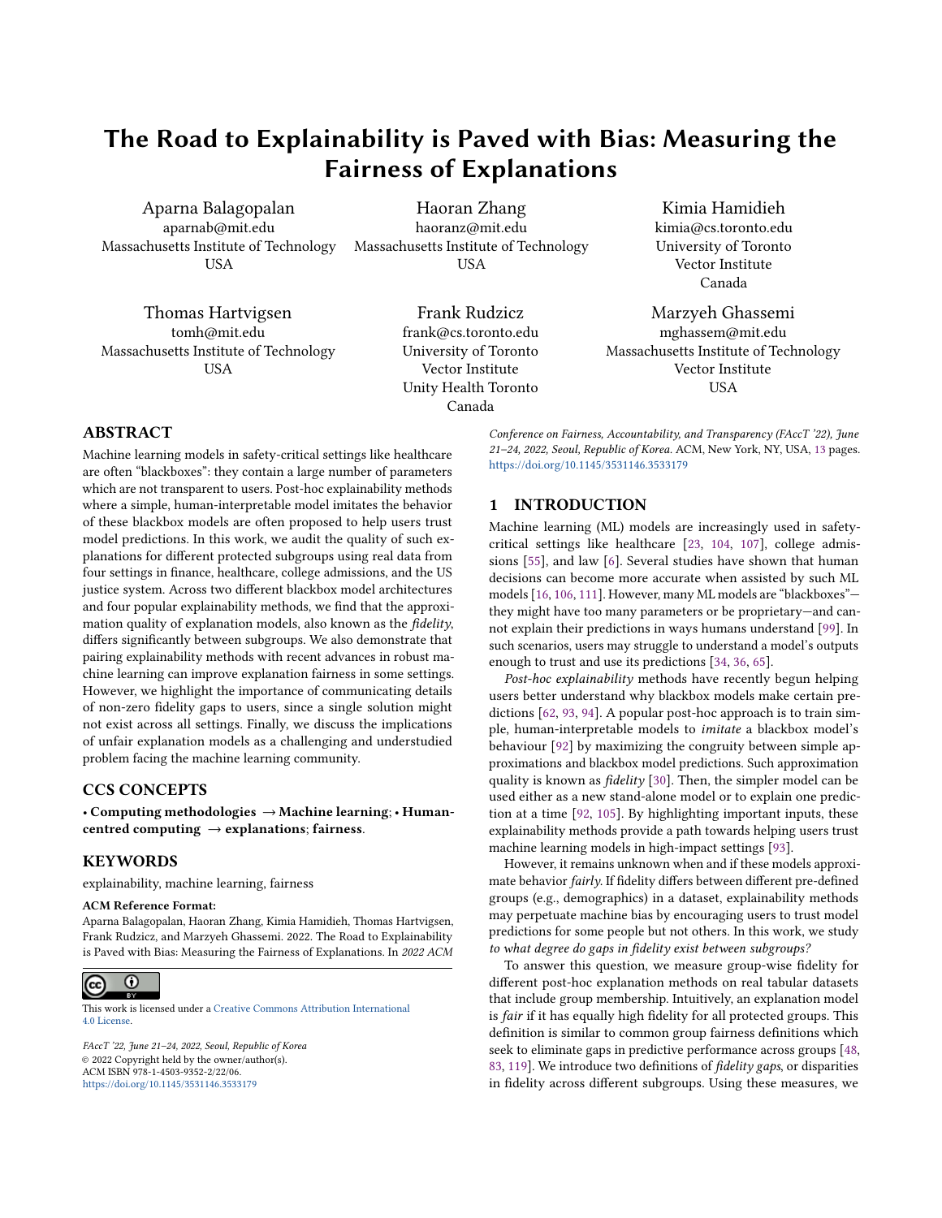# The Road to Explainability is Paved with Bias: Measuring the Fairness of Explanations

Aparna Balagopalan
aparnab@mit.edu
Massachusetts Institute of Technology
USA

Haoran Zhang
haoranz@mit.edu
Massachusetts Institute of Technology
USA

Kimia Hamidieh
kimia@cs.toronto.edu
University of Toronto
Vector Institute
Canada

Thomas Hartvigsen
tomh@mit.edu
Massachusetts Institute of Technology
USA

Frank Rudzicz
frank@cs.toronto.edu
University of Toronto
Vector Institute
Unity Health Toronto
Canada

Marzyeh Ghassemi
mghassem@mit.edu
Massachusetts Institute of Technology
Vector Institute
USA

## ABSTRACT

Machine learning models in safety-critical settings like healthcare are often "blackboxes": they contain a large number of parameters which are not transparent to users. Post-hoc explainability methods where a simple, human-interpretable model imitates the behavior of these blackbox models are often proposed to help users trust model predictions. In this work, we audit the quality of such explanations for different protected subgroups using real data from four settings in finance, healthcare, college admissions, and the US justice system. Across two different blackbox model architectures and four popular explainability methods, we find that the approximation quality of explanation models, also known as the *fidelity*, differs significantly between subgroups. We also demonstrate that pairing explainability methods with recent advances in robust machine learning can improve explanation fairness in some settings. However, we highlight the importance of communicating details of non-zero fidelity gaps to users, since a single solution might not exist across all settings. Finally, we discuss the implications of unfair explanation models as a challenging and understudied problem facing the machine learning community.

## CCS CONCEPTS

• **Computing methodologies** → **Machine learning**; • **Human-centred computing** → **explanations**; **fairness**.

## KEYWORDS

explainability, machine learning, fairness

**ACM Reference Format:**
Aparna Balagopalan, Haoran Zhang, Kimia Hamidieh, Thomas Hartvigsen, Frank Rudzicz, and Marzyeh Ghassemi. 2022. The Road to Explainability is Paved with Bias: Measuring the Fairness of Explanations. In *2022 ACM Conference on Fairness, Accountability, and Transparency (FAccT '22), June 21–24, 2022, Seoul, Republic of Korea.* ACM, New York, NY, USA, 13 pages. https://doi.org/10.1145/3531146.3533179

This work is licensed under a Creative Commons Attribution International 4.0 License.

*FAccT '22, June 21–24, 2022, Seoul, Republic of Korea*
© 2022 Copyright held by the owner/author(s).
ACM ISBN 978-1-4503-9352-2/22/06.
https://doi.org/10.1145/3531146.3533179

## 1 INTRODUCTION

Machine learning (ML) models are increasingly used in safety-critical settings like healthcare [23, 104, 107], college admissions [55], and law [6]. Several studies have shown that human decisions can become more accurate when assisted by such ML models [16, 106, 111]. However, many ML models are "blackboxes"—they might have too many parameters or be proprietary—and cannot explain their predictions in ways humans understand [99]. In such scenarios, users may struggle to understand a model's outputs enough to trust and use its predictions [34, 36, 65].

*Post-hoc explainability* methods have recently begun helping users better understand why blackbox models make certain predictions [62, 93, 94]. A popular post-hoc approach is to train simple, human-interpretable models to *imitate* a blackbox model's behaviour [92] by maximizing the congruity between simple approximations and blackbox model predictions. Such approximation quality is known as *fidelity* [30]. Then, the simpler model can be used either as a new stand-alone model or to explain one prediction at a time [92, 105]. By highlighting important inputs, these explainability methods provide a path towards helping users trust machine learning models in high-impact settings [93].

However, it remains unknown when and if these models approximate behavior *fairly*. If fidelity differs between different pre-defined groups (e.g., demographics) in a dataset, explainability methods may perpetuate machine bias by encouraging users to trust model predictions for some people but not others. In this work, we study *to what degree do gaps in fidelity exist between subgroups?*

To answer this question, we measure group-wise fidelity for different post-hoc explanation methods on real tabular datasets that include group membership. Intuitively, an explanation model is *fair* if it has equally high fidelity for all protected groups. This definition is similar to common group fairness definitions which seek to eliminate gaps in predictive performance across groups [48, 83, 119]. We introduce two definitions of *fidelity gaps*, or disparities in fidelity across different subgroups. Using these measures, we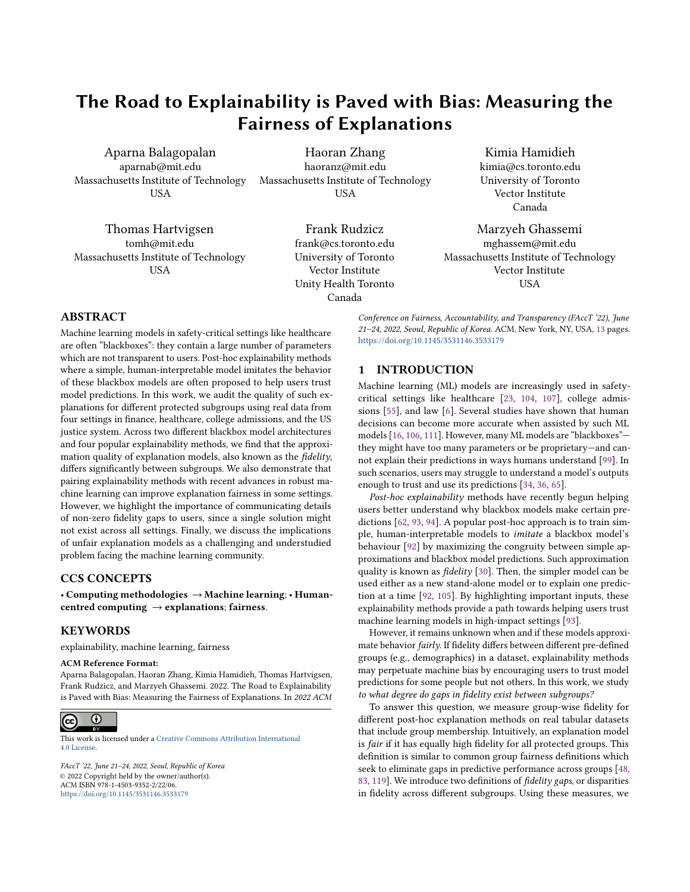# The Road to Explainability is Paved with Bias: Measuring the Fairness of Explanations

Aparna Balagopalan
aparnab@mit.edu
Massachusetts Institute of Technology
USA

Haoran Zhang
haoranz@mit.edu
Massachusetts Institute of Technology
USA

Kimia Hamidieh
kimia@cs.toronto.edu
University of Toronto
Vector Institute
Canada

Thomas Hartvigsen
tomh@mit.edu
Massachusetts Institute of Technology
USA

Frank Rudzicz
frank@cs.toronto.edu
University of Toronto
Vector Institute
Unity Health Toronto
Canada

Marzyeh Ghassemi
mghassem@mit.edu
Massachusetts Institute of Technology
Vector Institute
USA

## ABSTRACT

Machine learning models in safety-critical settings like healthcare are often "blackboxes": they contain a large number of parameters which are not transparent to users. Post-hoc explainability methods where a simple, human-interpretable model imitates the behavior of these blackbox models are often proposed to help users trust model predictions. In this work, we audit the quality of such explanations for different protected subgroups using real data from four settings in finance, healthcare, college admissions, and the US justice system. Across two different blackbox model architectures and four popular explainability methods, we find that the approximation quality of explanation models, also known as the *fidelity*, differs significantly between subgroups. We also demonstrate that pairing explainability methods with recent advances in robust machine learning can improve explanation fairness in some settings. However, we highlight the importance of communicating details of non-zero fidelity gaps to users, since a single solution might not exist across all settings. Finally, we discuss the implications of unfair explanation models as a challenging and understudied problem facing the machine learning community.

## CCS CONCEPTS

• **Computing methodologies** → **Machine learning**; • **Human-centred computing** → **explanations**; **fairness**.

## KEYWORDS

explainability, machine learning, fairness

**ACM Reference Format:**
Aparna Balagopalan, Haoran Zhang, Kimia Hamidieh, Thomas Hartvigsen, Frank Rudzicz, and Marzyeh Ghassemi. 2022. The Road to Explainability is Paved with Bias: Measuring the Fairness of Explanations. In *2022 ACM Conference on Fairness, Accountability, and Transparency (FAccT '22), June 21–24, 2022, Seoul, Republic of Korea.* ACM, New York, NY, USA, 13 pages. https://doi.org/10.1145/3531146.3533179

This work is licensed under a Creative Commons Attribution International 4.0 License.

*FAccT '22, June 21–24, 2022, Seoul, Republic of Korea*
© 2022 Copyright held by the owner/author(s).
ACM ISBN 978-1-4503-9352-2/22/06.
https://doi.org/10.1145/3531146.3533179

## 1 INTRODUCTION

Machine learning (ML) models are increasingly used in safety-critical settings like healthcare [23, 104, 107], college admissions [55], and law [6]. Several studies have shown that human decisions can become more accurate when assisted by such ML models [16, 106, 111]. However, many ML models are "blackboxes"—they might have too many parameters or be proprietary—and cannot explain their predictions in ways humans understand [99]. In such scenarios, users may struggle to understand a model's outputs enough to trust and use its predictions [34, 36, 65].

*Post-hoc explainability* methods have recently begun helping users better understand why blackbox models make certain predictions [62, 93, 94]. A popular post-hoc approach is to train simple, human-interpretable models to *imitate* a blackbox model's behaviour [92] by maximizing the congruity between simple approximations and blackbox model predictions. Such approximation quality is known as *fidelity* [30]. Then, the simpler model can be used either as a new stand-alone model or to explain one prediction at a time [92, 105]. By highlighting important inputs, these explainability methods provide a path towards helping users trust machine learning models in high-impact settings [93].

However, it remains unknown when and if these models approximate behavior *fairly.* If fidelity differs between different pre-defined groups (e.g., demographics) in a dataset, explainability methods may perpetuate machine bias by encouraging users to trust model predictions for some people but not others. In this work, we study *to what degree do gaps in fidelity exist between subgroups?*

To answer this question, we measure group-wise fidelity for different post-hoc explanation methods on real tabular datasets that include group membership. Intuitively, an explanation model is *fair* if it has equally high fidelity for all protected groups. This definition is similar to common group fairness definitions which seek to eliminate gaps in predictive performance across groups [48, 83, 119]. We introduce two definitions of *fidelity gaps*, or disparities in fidelity across different subgroups. Using these measures, we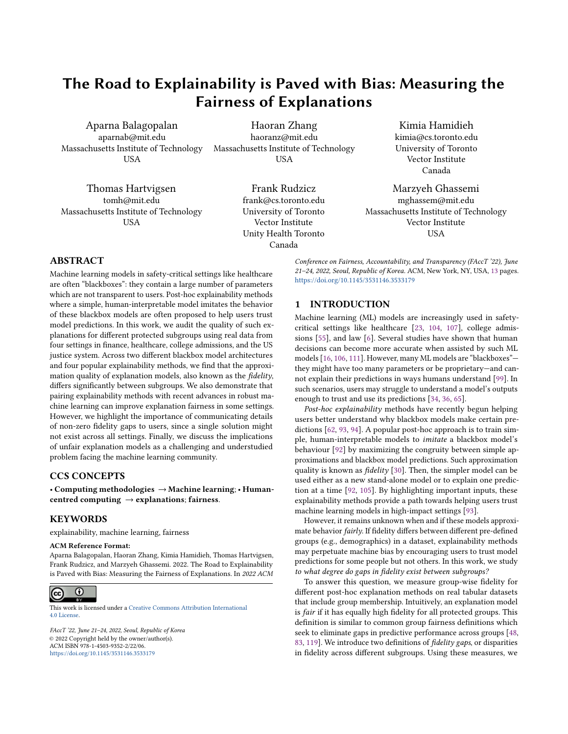# The Road to Explainability is Paved with Bias: Measuring the Fairness of Explanations

Aparna Balagopalan
aparnab@mit.edu
Massachusetts Institute of Technology
USA

Haoran Zhang
haoranz@mit.edu
Massachusetts Institute of Technology
USA

Kimia Hamidieh
kimia@cs.toronto.edu
University of Toronto
Vector Institute
Canada

Thomas Hartvigsen
tomh@mit.edu
Massachusetts Institute of Technology
USA

Frank Rudzicz
frank@cs.toronto.edu
University of Toronto
Vector Institute
Unity Health Toronto
Canada

Marzyeh Ghassemi
mghassem@mit.edu
Massachusetts Institute of Technology
Vector Institute
USA

## ABSTRACT

Machine learning models in safety-critical settings like healthcare are often "blackboxes": they contain a large number of parameters which are not transparent to users. Post-hoc explainability methods where a simple, human-interpretable model imitates the behavior of these blackbox models are often proposed to help users trust model predictions. In this work, we audit the quality of such explanations for different protected subgroups using real data from four settings in finance, healthcare, college admissions, and the US justice system. Across two different blackbox model architectures and four popular explainability methods, we find that the approximation quality of explanation models, also known as the *fidelity*, differs significantly between subgroups. We also demonstrate that pairing explainability methods with recent advances in robust machine learning can improve explanation fairness in some settings. However, we highlight the importance of communicating details of non-zero fidelity gaps to users, since a single solution might not exist across all settings. Finally, we discuss the implications of unfair explanation models as a challenging and understudied problem facing the machine learning community.

## CCS CONCEPTS

• **Computing methodologies** → **Machine learning**; • **Human-centred computing** → **explanations**; **fairness**.

## KEYWORDS

explainability, machine learning, fairness

**ACM Reference Format:**
Aparna Balagopalan, Haoran Zhang, Kimia Hamidieh, Thomas Hartvigsen, Frank Rudzicz, and Marzyeh Ghassemi. 2022. The Road to Explainability is Paved with Bias: Measuring the Fairness of Explanations. In *2022 ACM Conference on Fairness, Accountability, and Transparency (FAccT '22), June 21–24, 2022, Seoul, Republic of Korea.* ACM, New York, NY, USA, 13 pages. https://doi.org/10.1145/3531146.3533179

This work is licensed under a Creative Commons Attribution International 4.0 License.

*FAccT '22, June 21–24, 2022, Seoul, Republic of Korea*
© 2022 Copyright held by the owner/author(s).
ACM ISBN 978-1-4503-9352-2/22/06.
https://doi.org/10.1145/3531146.3533179

## 1 INTRODUCTION

Machine learning (ML) models are increasingly used in safety-critical settings like healthcare [23, 104, 107], college admissions [55], and law [6]. Several studies have shown that human decisions can become more accurate when assisted by such ML models [16, 106, 111]. However, many ML models are "blackboxes"—they might have too many parameters or be proprietary—and cannot explain their predictions in ways humans understand [99]. In such scenarios, users may struggle to understand a model's outputs enough to trust and use its predictions [34, 36, 65].

*Post-hoc explainability* methods have recently begun helping users better understand why blackbox models make certain predictions [62, 93, 94]. A popular post-hoc approach is to train simple, human-interpretable models to *imitate* a blackbox model's behaviour [92] by maximizing the congruity between simple approximations and blackbox model predictions. Such approximation quality is known as *fidelity* [30]. Then, the simpler model can be used either as a new stand-alone model or to explain one prediction at a time [92, 105]. By highlighting important inputs, these explainability methods provide a path towards helping users trust machine learning models in high-impact settings [93].

However, it remains unknown when and if these models approximate behavior *fairly*. If fidelity differs between different pre-defined groups (e.g., demographics) in a dataset, explainability methods may perpetuate machine bias by encouraging users to trust model predictions for some people but not others. In this work, we study *to what degree do gaps in fidelity exist between subgroups?*

To answer this question, we measure group-wise fidelity for different post-hoc explanation methods on real tabular datasets that include group membership. Intuitively, an explanation model is *fair* if it has equally high fidelity for all protected groups. This definition is similar to common group fairness definitions which seek to eliminate gaps in predictive performance across groups [48, 83, 119]. We introduce two definitions of *fidelity gaps*, or disparities in fidelity across different subgroups. Using these measures, we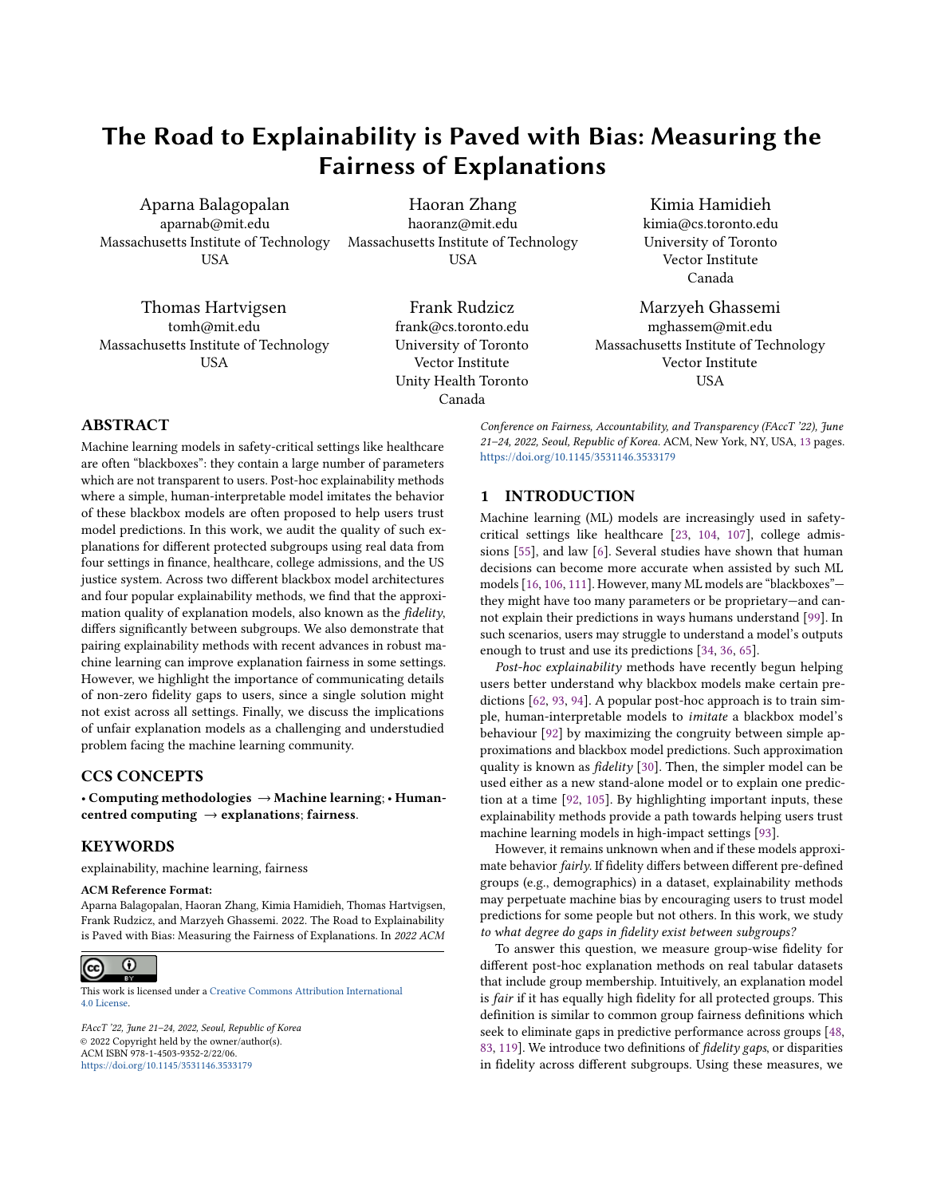# The Road to Explainability is Paved with Bias: Measuring the Fairness of Explanations

Aparna Balagopalan
aparnab@mit.edu
Massachusetts Institute of Technology
USA

Haoran Zhang
haoranz@mit.edu
Massachusetts Institute of Technology
USA

Kimia Hamidieh
kimia@cs.toronto.edu
University of Toronto
Vector Institute
Canada

Thomas Hartvigsen
tomh@mit.edu
Massachusetts Institute of Technology
USA

Frank Rudzicz
frank@cs.toronto.edu
University of Toronto
Vector Institute
Unity Health Toronto
Canada

Marzyeh Ghassemi
mghassem@mit.edu
Massachusetts Institute of Technology
Vector Institute
USA

## ABSTRACT

Machine learning models in safety-critical settings like healthcare are often "blackboxes": they contain a large number of parameters which are not transparent to users. Post-hoc explainability methods where a simple, human-interpretable model imitates the behavior of these blackbox models are often proposed to help users trust model predictions. In this work, we audit the quality of such explanations for different protected subgroups using real data from four settings in finance, healthcare, college admissions, and the US justice system. Across two different blackbox model architectures and four popular explainability methods, we find that the approximation quality of explanation models, also known as the *fidelity*, differs significantly between subgroups. We also demonstrate that pairing explainability methods with recent advances in robust machine learning can improve explanation fairness in some settings. However, we highlight the importance of communicating details of non-zero fidelity gaps to users, since a single solution might not exist across all settings. Finally, we discuss the implications of unfair explanation models as a challenging and understudied problem facing the machine learning community.

## CCS CONCEPTS

• **Computing methodologies** → **Machine learning**; • **Human-centred computing** → **explanations**; **fairness**.

## KEYWORDS

explainability, machine learning, fairness

**ACM Reference Format:**
Aparna Balagopalan, Haoran Zhang, Kimia Hamidieh, Thomas Hartvigsen, Frank Rudzicz, and Marzyeh Ghassemi. 2022. The Road to Explainability is Paved with Bias: Measuring the Fairness of Explanations. In *2022 ACM Conference on Fairness, Accountability, and Transparency (FAccT '22), June 21–24, 2022, Seoul, Republic of Korea.* ACM, New York, NY, USA, 13 pages. https://doi.org/10.1145/3531146.3533179

This work is licensed under a Creative Commons Attribution International 4.0 License.

*FAccT '22, June 21–24, 2022, Seoul, Republic of Korea*
© 2022 Copyright held by the owner/author(s).
ACM ISBN 978-1-4503-9352-2/22/06.
https://doi.org/10.1145/3531146.3533179

## 1 INTRODUCTION

Machine learning (ML) models are increasingly used in safety-critical settings like healthcare [23, 104, 107], college admissions [55], and law [6]. Several studies have shown that human decisions can become more accurate when assisted by such ML models [16, 106, 111]. However, many ML models are "blackboxes"—they might have too many parameters or be proprietary—and cannot explain their predictions in ways humans understand [99]. In such scenarios, users may struggle to understand a model's outputs enough to trust and use its predictions [34, 36, 65].

*Post-hoc explainability* methods have recently begun helping users better understand why blackbox models make certain predictions [62, 93, 94]. A popular post-hoc approach is to train simple, human-interpretable models to *imitate* a blackbox model's behaviour [92] by maximizing the congruity between simple approximations and blackbox model predictions. Such approximation quality is known as *fidelity* [30]. Then, the simpler model can be used either as a new stand-alone model or to explain one prediction at a time [92, 105]. By highlighting important inputs, these explainability methods provide a path towards helping users trust machine learning models in high-impact settings [93].

However, it remains unknown when and if these models approximate behavior *fairly.* If fidelity differs between different pre-defined groups (e.g., demographics) in a dataset, explainability methods may perpetuate machine bias by encouraging users to trust model predictions for some people but not others. In this work, we study *to what degree do gaps in fidelity exist between subgroups?*

To answer this question, we measure group-wise fidelity for different post-hoc explanation methods on real tabular datasets that include group membership. Intuitively, an explanation model is *fair* if it has equally high fidelity for all protected groups. This definition is similar to common group fairness definitions which seek to eliminate gaps in predictive performance across groups [48, 83, 119]. We introduce two definitions of *fidelity gaps*, or disparities in fidelity across different subgroups. Using these measures, we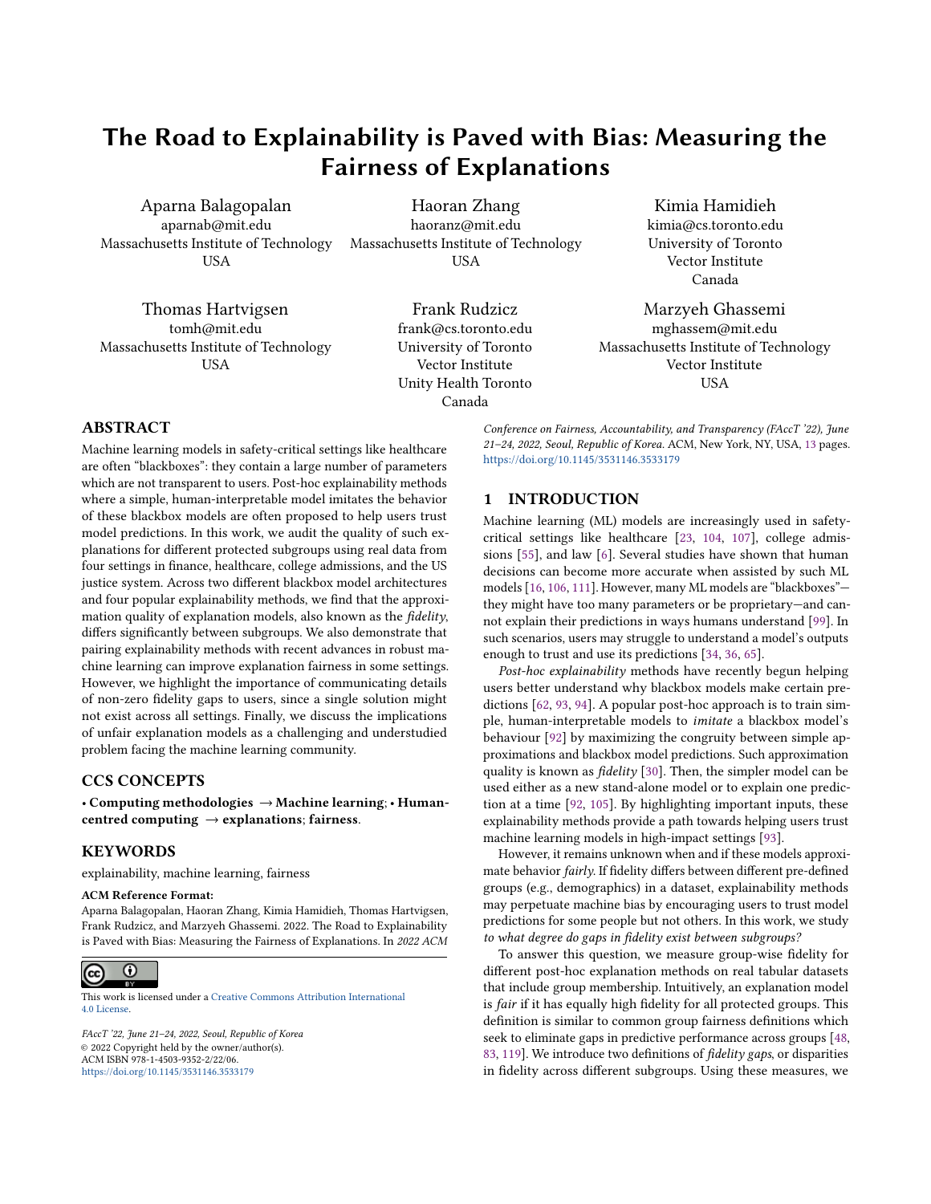# The Road to Explainability is Paved with Bias: Measuring the Fairness of Explanations

Aparna Balagopalan
aparnab@mit.edu
Massachusetts Institute of Technology
USA

Haoran Zhang
haoranz@mit.edu
Massachusetts Institute of Technology
USA

Kimia Hamidieh
kimia@cs.toronto.edu
University of Toronto
Vector Institute
Canada

Thomas Hartvigsen
tomh@mit.edu
Massachusetts Institute of Technology
USA

Frank Rudzicz
frank@cs.toronto.edu
University of Toronto
Vector Institute
Unity Health Toronto
Canada

Marzyeh Ghassemi
mghassem@mit.edu
Massachusetts Institute of Technology
Vector Institute
USA

## ABSTRACT

Machine learning models in safety-critical settings like healthcare are often "blackboxes": they contain a large number of parameters which are not transparent to users. Post-hoc explainability methods where a simple, human-interpretable model imitates the behavior of these blackbox models are often proposed to help users trust model predictions. In this work, we audit the quality of such explanations for different protected subgroups using real data from four settings in finance, healthcare, college admissions, and the US justice system. Across two different blackbox model architectures and four popular explainability methods, we find that the approximation quality of explanation models, also known as the *fidelity*, differs significantly between subgroups. We also demonstrate that pairing explainability methods with recent advances in robust machine learning can improve explanation fairness in some settings. However, we highlight the importance of communicating details of non-zero fidelity gaps to users, since a single solution might not exist across all settings. Finally, we discuss the implications of unfair explanation models as a challenging and understudied problem facing the machine learning community.

## CCS CONCEPTS

• **Computing methodologies** → **Machine learning**; • **Human-centred computing** → **explanations**; **fairness**.

## KEYWORDS

explainability, machine learning, fairness

**ACM Reference Format:**
Aparna Balagopalan, Haoran Zhang, Kimia Hamidieh, Thomas Hartvigsen, Frank Rudzicz, and Marzyeh Ghassemi. 2022. The Road to Explainability is Paved with Bias: Measuring the Fairness of Explanations. In *2022 ACM Conference on Fairness, Accountability, and Transparency (FAccT '22), June 21–24, 2022, Seoul, Republic of Korea.* ACM, New York, NY, USA, 13 pages. https://doi.org/10.1145/3531146.3533179

This work is licensed under a Creative Commons Attribution International 4.0 License.

*FAccT '22, June 21–24, 2022, Seoul, Republic of Korea*
© 2022 Copyright held by the owner/author(s).
ACM ISBN 978-1-4503-9352-2/22/06.
https://doi.org/10.1145/3531146.3533179

## 1 INTRODUCTION

Machine learning (ML) models are increasingly used in safety-critical settings like healthcare [23, 104, 107], college admissions [55], and law [6]. Several studies have shown that human decisions can become more accurate when assisted by such ML models [16, 106, 111]. However, many ML models are "blackboxes"—they might have too many parameters or be proprietary—and cannot explain their predictions in ways humans understand [99]. In such scenarios, users may struggle to understand a model's outputs enough to trust and use its predictions [34, 36, 65].

*Post-hoc explainability* methods have recently begun helping users better understand why blackbox models make certain predictions [62, 93, 94]. A popular post-hoc approach is to train simple, human-interpretable models to *imitate* a blackbox model's behaviour [92] by maximizing the congruity between simple approximations and blackbox model predictions. Such approximation quality is known as *fidelity* [30]. Then, the simpler model can be used either as a new stand-alone model or to explain one prediction at a time [92, 105]. By highlighting important inputs, these explainability methods provide a path towards helping users trust machine learning models in high-impact settings [93].

However, it remains unknown when and if these models approximate behavior *fairly.* If fidelity differs between different pre-defined groups (e.g., demographics) in a dataset, explainability methods may perpetuate machine bias by encouraging users to trust model predictions for some people but not others. In this work, we study *to what degree do gaps in fidelity exist between subgroups?*

To answer this question, we measure group-wise fidelity for different post-hoc explanation methods on real tabular datasets that include group membership. Intuitively, an explanation model is *fair* if it has equally high fidelity for all protected groups. This definition is similar to common group fairness definitions which seek to eliminate gaps in predictive performance across groups [48, 83, 119]. We introduce two definitions of *fidelity gaps*, or disparities in fidelity across different subgroups. Using these measures, we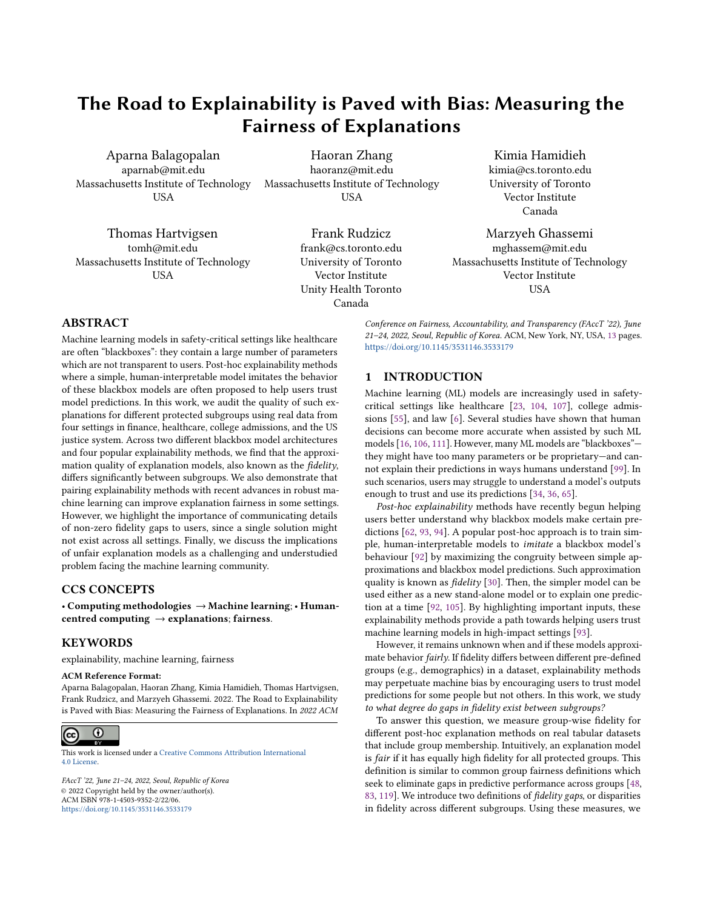# The Road to Explainability is Paved with Bias: Measuring the Fairness of Explanations

Aparna Balagopalan
aparnab@mit.edu
Massachusetts Institute of Technology
USA

Haoran Zhang
haoranz@mit.edu
Massachusetts Institute of Technology
USA

Kimia Hamidieh
kimia@cs.toronto.edu
University of Toronto
Vector Institute
Canada

Thomas Hartvigsen
tomh@mit.edu
Massachusetts Institute of Technology
USA

Frank Rudzicz
frank@cs.toronto.edu
University of Toronto
Vector Institute
Unity Health Toronto
Canada

Marzyeh Ghassemi
mghassem@mit.edu
Massachusetts Institute of Technology
Vector Institute
USA

## ABSTRACT

Machine learning models in safety-critical settings like healthcare are often "blackboxes": they contain a large number of parameters which are not transparent to users. Post-hoc explainability methods where a simple, human-interpretable model imitates the behavior of these blackbox models are often proposed to help users trust model predictions. In this work, we audit the quality of such explanations for different protected subgroups using real data from four settings in finance, healthcare, college admissions, and the US justice system. Across two different blackbox model architectures and four popular explainability methods, we find that the approximation quality of explanation models, also known as the *fidelity*, differs significantly between subgroups. We also demonstrate that pairing explainability methods with recent advances in robust machine learning can improve explanation fairness in some settings. However, we highlight the importance of communicating details of non-zero fidelity gaps to users, since a single solution might not exist across all settings. Finally, we discuss the implications of unfair explanation models as a challenging and understudied problem facing the machine learning community.

## CCS CONCEPTS

• **Computing methodologies** → **Machine learning**; • **Human-centred computing** → **explanations**; **fairness**.

## KEYWORDS

explainability, machine learning, fairness

**ACM Reference Format:**
Aparna Balagopalan, Haoran Zhang, Kimia Hamidieh, Thomas Hartvigsen, Frank Rudzicz, and Marzyeh Ghassemi. 2022. The Road to Explainability is Paved with Bias: Measuring the Fairness of Explanations. In *2022 ACM Conference on Fairness, Accountability, and Transparency (FAccT '22), June 21–24, 2022, Seoul, Republic of Korea.* ACM, New York, NY, USA, 13 pages. https://doi.org/10.1145/3531146.3533179

This work is licensed under a Creative Commons Attribution International 4.0 License.

*FAccT '22, June 21–24, 2022, Seoul, Republic of Korea*
© 2022 Copyright held by the owner/author(s).
ACM ISBN 978-1-4503-9352-2/22/06.
https://doi.org/10.1145/3531146.3533179

## 1 INTRODUCTION

Machine learning (ML) models are increasingly used in safety-critical settings like healthcare [23, 104, 107], college admissions [55], and law [6]. Several studies have shown that human decisions can become more accurate when assisted by such ML models [16, 106, 111]. However, many ML models are "blackboxes"—they might have too many parameters or be proprietary—and cannot explain their predictions in ways humans understand [99]. In such scenarios, users may struggle to understand a model's outputs enough to trust and use its predictions [34, 36, 65].

*Post-hoc explainability* methods have recently begun helping users better understand why blackbox models make certain predictions [62, 93, 94]. A popular post-hoc approach is to train simple, human-interpretable models to *imitate* a blackbox model's behaviour [92] by maximizing the congruity between simple approximations and blackbox model predictions. Such approximation quality is known as *fidelity* [30]. Then, the simpler model can be used either as a new stand-alone model or to explain one prediction at a time [92, 105]. By highlighting important inputs, these explainability methods provide a path towards helping users trust machine learning models in high-impact settings [93].

However, it remains unknown when and if these models approximate behavior *fairly*. If fidelity differs between different pre-defined groups (e.g., demographics) in a dataset, explainability methods may perpetuate machine bias by encouraging users to trust model predictions for some people but not others. In this work, we study *to what degree do gaps in fidelity exist between subgroups?*

To answer this question, we measure group-wise fidelity for different post-hoc explanation methods on real tabular datasets that include group membership. Intuitively, an explanation model is *fair* if it has equally high fidelity for all protected groups. This definition is similar to common group fairness definitions which seek to eliminate gaps in predictive performance across groups [48, 83, 119]. We introduce two definitions of *fidelity gaps*, or disparities in fidelity across different subgroups. Using these measures, we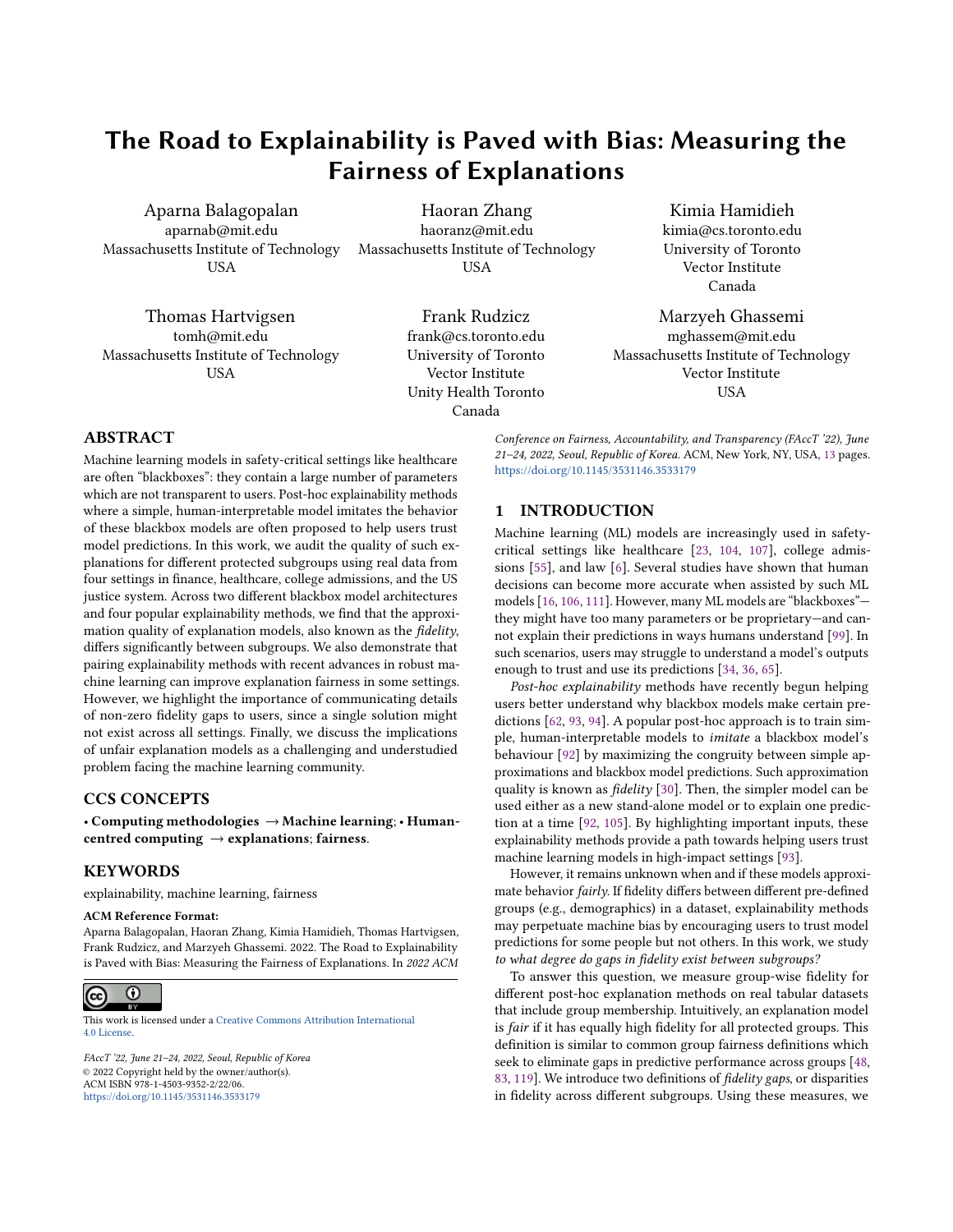# The Road to Explainability is Paved with Bias: Measuring the Fairness of Explanations

Aparna Balagopalan
aparnab@mit.edu
Massachusetts Institute of Technology
USA

Haoran Zhang
haoranz@mit.edu
Massachusetts Institute of Technology
USA

Kimia Hamidieh
kimia@cs.toronto.edu
University of Toronto
Vector Institute
Canada

Thomas Hartvigsen
tomh@mit.edu
Massachusetts Institute of Technology
USA

Frank Rudzicz
frank@cs.toronto.edu
University of Toronto
Vector Institute
Unity Health Toronto
Canada

Marzyeh Ghassemi
mghassem@mit.edu
Massachusetts Institute of Technology
Vector Institute
USA

## ABSTRACT

Machine learning models in safety-critical settings like healthcare are often "blackboxes": they contain a large number of parameters which are not transparent to users. Post-hoc explainability methods where a simple, human-interpretable model imitates the behavior of these blackbox models are often proposed to help users trust model predictions. In this work, we audit the quality of such explanations for different protected subgroups using real data from four settings in finance, healthcare, college admissions, and the US justice system. Across two different blackbox model architectures and four popular explainability methods, we find that the approximation quality of explanation models, also known as the *fidelity*, differs significantly between subgroups. We also demonstrate that pairing explainability methods with recent advances in robust machine learning can improve explanation fairness in some settings. However, we highlight the importance of communicating details of non-zero fidelity gaps to users, since a single solution might not exist across all settings. Finally, we discuss the implications of unfair explanation models as a challenging and understudied problem facing the machine learning community.

## CCS CONCEPTS

• **Computing methodologies** → **Machine learning**; • **Human-centred computing** → **explanations**; **fairness**.

## KEYWORDS

explainability, machine learning, fairness

**ACM Reference Format:**
Aparna Balagopalan, Haoran Zhang, Kimia Hamidieh, Thomas Hartvigsen, Frank Rudzicz, and Marzyeh Ghassemi. 2022. The Road to Explainability is Paved with Bias: Measuring the Fairness of Explanations. In *2022 ACM Conference on Fairness, Accountability, and Transparency (FAccT '22), June 21–24, 2022, Seoul, Republic of Korea.* ACM, New York, NY, USA, 13 pages. https://doi.org/10.1145/3531146.3533179

This work is licensed under a Creative Commons Attribution International 4.0 License.

*FAccT '22, June 21–24, 2022, Seoul, Republic of Korea*
© 2022 Copyright held by the owner/author(s).
ACM ISBN 978-1-4503-9352-2/22/06.
https://doi.org/10.1145/3531146.3533179

## 1 INTRODUCTION

Machine learning (ML) models are increasingly used in safety-critical settings like healthcare [23, 104, 107], college admissions [55], and law [6]. Several studies have shown that human decisions can become more accurate when assisted by such ML models [16, 106, 111]. However, many ML models are "blackboxes"—they might have too many parameters or be proprietary—and cannot explain their predictions in ways humans understand [99]. In such scenarios, users may struggle to understand a model's outputs enough to trust and use its predictions [34, 36, 65].

*Post-hoc explainability* methods have recently begun helping users better understand why blackbox models make certain predictions [62, 93, 94]. A popular post-hoc approach is to train simple, human-interpretable models to *imitate* a blackbox model's behaviour [92] by maximizing the congruity between simple approximations and blackbox model predictions. Such approximation quality is known as *fidelity* [30]. Then, the simpler model can be used either as a new stand-alone model or to explain one prediction at a time [92, 105]. By highlighting important inputs, these explainability methods provide a path towards helping users trust machine learning models in high-impact settings [93].

However, it remains unknown when and if these models approximate behavior *fairly*. If fidelity differs between different pre-defined groups (e.g., demographics) in a dataset, explainability methods may perpetuate machine bias by encouraging users to trust model predictions for some people but not others. In this work, we study *to what degree do gaps in fidelity exist between subgroups?*

To answer this question, we measure group-wise fidelity for different post-hoc explanation methods on real tabular datasets that include group membership. Intuitively, an explanation model is *fair* if it has equally high fidelity for all protected groups. This definition is similar to common group fairness definitions which seek to eliminate gaps in predictive performance across groups [48, 83, 119]. We introduce two definitions of *fidelity gaps*, or disparities in fidelity across different subgroups. Using these measures, we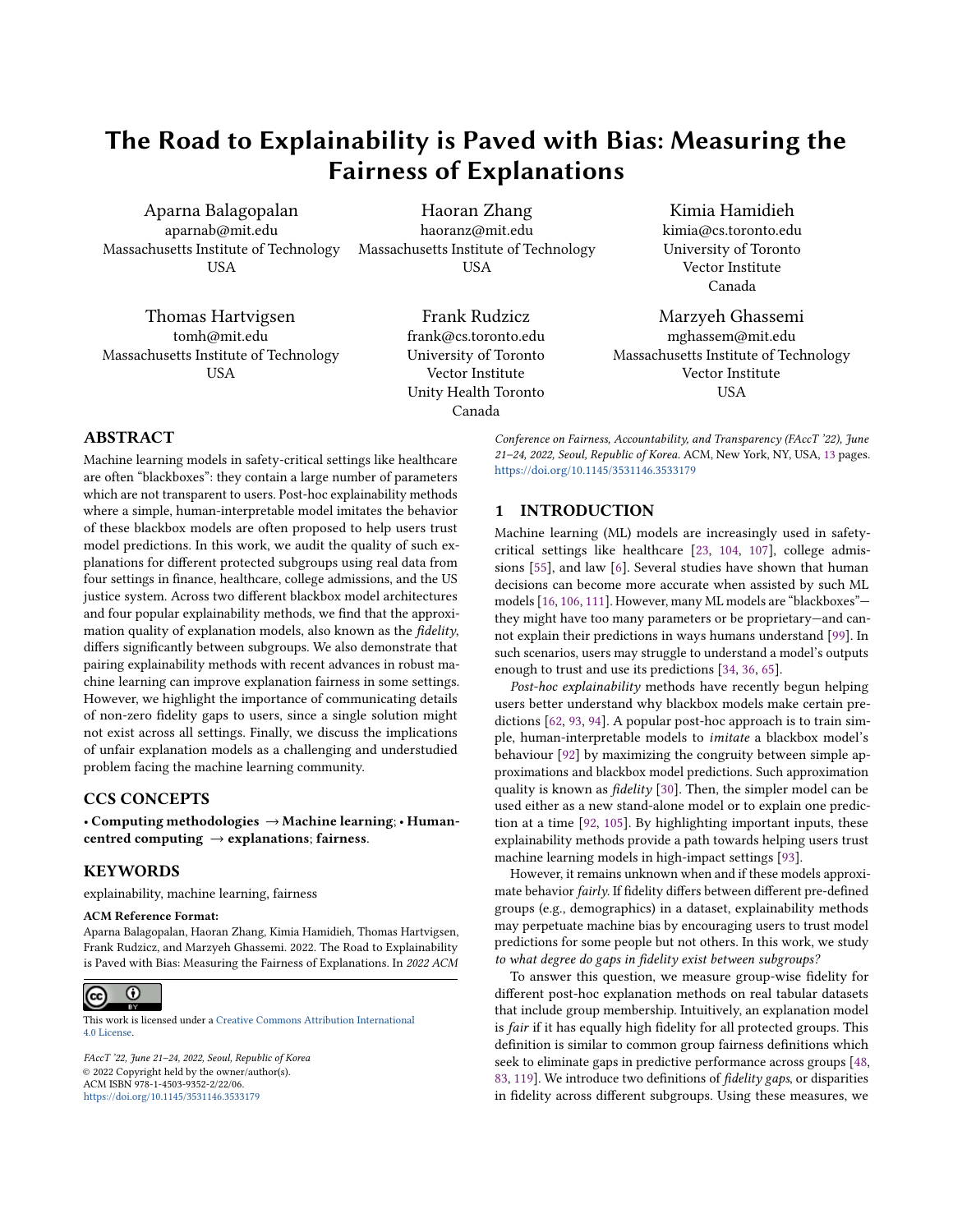# The Road to Explainability is Paved with Bias: Measuring the Fairness of Explanations

Aparna Balagopalan
aparnab@mit.edu
Massachusetts Institute of Technology
USA

Haoran Zhang
haoranz@mit.edu
Massachusetts Institute of Technology
USA

Kimia Hamidieh
kimia@cs.toronto.edu
University of Toronto
Vector Institute
Canada

Thomas Hartvigsen
tomh@mit.edu
Massachusetts Institute of Technology
USA

Frank Rudzicz
frank@cs.toronto.edu
University of Toronto
Vector Institute
Unity Health Toronto
Canada

Marzyeh Ghassemi
mghassem@mit.edu
Massachusetts Institute of Technology
Vector Institute
USA

## ABSTRACT

Machine learning models in safety-critical settings like healthcare are often "blackboxes": they contain a large number of parameters which are not transparent to users. Post-hoc explainability methods where a simple, human-interpretable model imitates the behavior of these blackbox models are often proposed to help users trust model predictions. In this work, we audit the quality of such explanations for different protected subgroups using real data from four settings in finance, healthcare, college admissions, and the US justice system. Across two different blackbox model architectures and four popular explainability methods, we find that the approximation quality of explanation models, also known as the *fidelity*, differs significantly between subgroups. We also demonstrate that pairing explainability methods with recent advances in robust machine learning can improve explanation fairness in some settings. However, we highlight the importance of communicating details of non-zero fidelity gaps to users, since a single solution might not exist across all settings. Finally, we discuss the implications of unfair explanation models as a challenging and understudied problem facing the machine learning community.

## CCS CONCEPTS

• **Computing methodologies** → **Machine learning**; • **Human-centred computing** → **explanations**; **fairness**.

## KEYWORDS

explainability, machine learning, fairness

**ACM Reference Format:**
Aparna Balagopalan, Haoran Zhang, Kimia Hamidieh, Thomas Hartvigsen, Frank Rudzicz, and Marzyeh Ghassemi. 2022. The Road to Explainability is Paved with Bias: Measuring the Fairness of Explanations. In *2022 ACM Conference on Fairness, Accountability, and Transparency (FAccT '22), June 21–24, 2022, Seoul, Republic of Korea.* ACM, New York, NY, USA, 13 pages. https://doi.org/10.1145/3531146.3533179

This work is licensed under a Creative Commons Attribution International 4.0 License.

*FAccT '22, June 21–24, 2022, Seoul, Republic of Korea*
© 2022 Copyright held by the owner/author(s).
ACM ISBN 978-1-4503-9352-2/22/06.
https://doi.org/10.1145/3531146.3533179

## 1 INTRODUCTION

Machine learning (ML) models are increasingly used in safety-critical settings like healthcare [23, 104, 107], college admissions [55], and law [6]. Several studies have shown that human decisions can become more accurate when assisted by such ML models [16, 106, 111]. However, many ML models are "blackboxes"—they might have too many parameters or be proprietary—and cannot explain their predictions in ways humans understand [99]. In such scenarios, users may struggle to understand a model's outputs enough to trust and use its predictions [34, 36, 65].

*Post-hoc explainability* methods have recently begun helping users better understand why blackbox models make certain predictions [62, 93, 94]. A popular post-hoc approach is to train simple, human-interpretable models to *imitate* a blackbox model's behaviour [92] by maximizing the congruity between simple approximations and blackbox model predictions. Such approximation quality is known as *fidelity* [30]. Then, the simpler model can be used either as a new stand-alone model or to explain one prediction at a time [92, 105]. By highlighting important inputs, these explainability methods provide a path towards helping users trust machine learning models in high-impact settings [93].

However, it remains unknown when and if these models approximate behavior *fairly*. If fidelity differs between different pre-defined groups (e.g., demographics) in a dataset, explainability methods may perpetuate machine bias by encouraging users to trust model predictions for some people but not others. In this work, we study *to what degree do gaps in fidelity exist between subgroups?*

To answer this question, we measure group-wise fidelity for different post-hoc explanation methods on real tabular datasets that include group membership. Intuitively, an explanation model is *fair* if it has equally high fidelity for all protected groups. This definition is similar to common group fairness definitions which seek to eliminate gaps in predictive performance across groups [48, 83, 119]. We introduce two definitions of *fidelity gaps*, or disparities in fidelity across different subgroups. Using these measures, we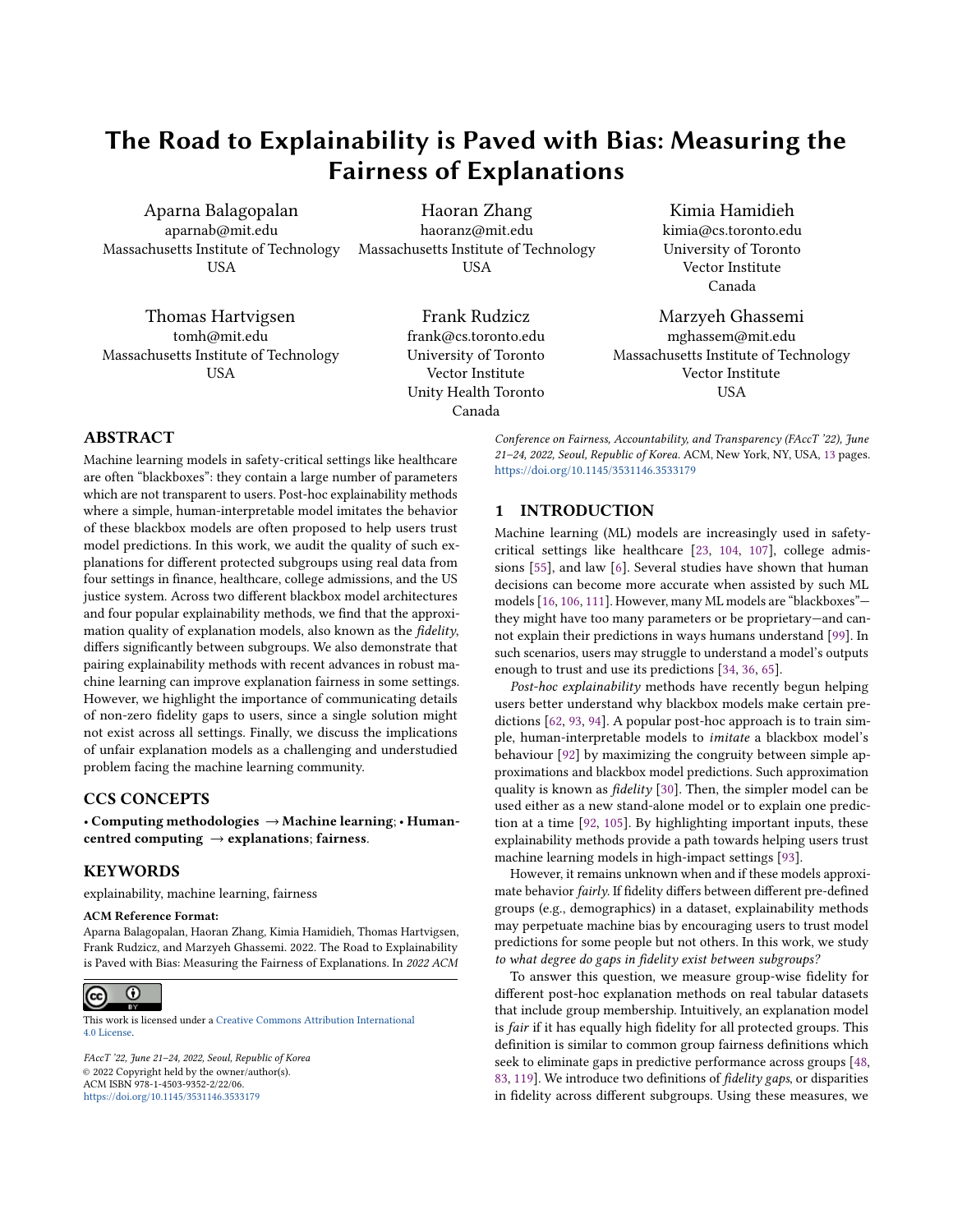# The Road to Explainability is Paved with Bias: Measuring the Fairness of Explanations

Aparna Balagopalan
aparnab@mit.edu
Massachusetts Institute of Technology
USA

Haoran Zhang
haoranz@mit.edu
Massachusetts Institute of Technology
USA

Kimia Hamidieh
kimia@cs.toronto.edu
University of Toronto
Vector Institute
Canada

Thomas Hartvigsen
tomh@mit.edu
Massachusetts Institute of Technology
USA

Frank Rudzicz
frank@cs.toronto.edu
University of Toronto
Vector Institute
Unity Health Toronto
Canada

Marzyeh Ghassemi
mghassem@mit.edu
Massachusetts Institute of Technology
Vector Institute
USA

## ABSTRACT

Machine learning models in safety-critical settings like healthcare are often "blackboxes": they contain a large number of parameters which are not transparent to users. Post-hoc explainability methods where a simple, human-interpretable model imitates the behavior of these blackbox models are often proposed to help users trust model predictions. In this work, we audit the quality of such explanations for different protected subgroups using real data from four settings in finance, healthcare, college admissions, and the US justice system. Across two different blackbox model architectures and four popular explainability methods, we find that the approximation quality of explanation models, also known as the *fidelity*, differs significantly between subgroups. We also demonstrate that pairing explainability methods with recent advances in robust machine learning can improve explanation fairness in some settings. However, we highlight the importance of communicating details of non-zero fidelity gaps to users, since a single solution might not exist across all settings. Finally, we discuss the implications of unfair explanation models as a challenging and understudied problem facing the machine learning community.

## CCS CONCEPTS

• **Computing methodologies** → **Machine learning**; • **Human-centred computing** → **explanations**; **fairness**.

## KEYWORDS

explainability, machine learning, fairness

**ACM Reference Format:**
Aparna Balagopalan, Haoran Zhang, Kimia Hamidieh, Thomas Hartvigsen, Frank Rudzicz, and Marzyeh Ghassemi. 2022. The Road to Explainability is Paved with Bias: Measuring the Fairness of Explanations. In *2022 ACM Conference on Fairness, Accountability, and Transparency (FAccT '22), June 21–24, 2022, Seoul, Republic of Korea.* ACM, New York, NY, USA, 13 pages. https://doi.org/10.1145/3531146.3533179

This work is licensed under a Creative Commons Attribution International 4.0 License.

*FAccT '22, June 21–24, 2022, Seoul, Republic of Korea*
© 2022 Copyright held by the owner/author(s).
ACM ISBN 978-1-4503-9352-2/22/06.
https://doi.org/10.1145/3531146.3533179

## 1 INTRODUCTION

Machine learning (ML) models are increasingly used in safety-critical settings like healthcare [23, 104, 107], college admissions [55], and law [6]. Several studies have shown that human decisions can become more accurate when assisted by such ML models [16, 106, 111]. However, many ML models are "blackboxes"—they might have too many parameters or be proprietary—and cannot explain their predictions in ways humans understand [99]. In such scenarios, users may struggle to understand a model's outputs enough to trust and use its predictions [34, 36, 65].

*Post-hoc explainability* methods have recently begun helping users better understand why blackbox models make certain predictions [62, 93, 94]. A popular post-hoc approach is to train simple, human-interpretable models to *imitate* a blackbox model's behaviour [92] by maximizing the congruity between simple approximations and blackbox model predictions. Such approximation quality is known as *fidelity* [30]. Then, the simpler model can be used either as a new stand-alone model or to explain one prediction at a time [92, 105]. By highlighting important inputs, these explainability methods provide a path towards helping users trust machine learning models in high-impact settings [93].

However, it remains unknown when and if these models approximate behavior *fairly*. If fidelity differs between different pre-defined groups (e.g., demographics) in a dataset, explainability methods may perpetuate machine bias by encouraging users to trust model predictions for some people but not others. In this work, we study *to what degree do gaps in fidelity exist between subgroups?*

To answer this question, we measure group-wise fidelity for different post-hoc explanation methods on real tabular datasets that include group membership. Intuitively, an explanation model is *fair* if it has equally high fidelity for all protected groups. This definition is similar to common group fairness definitions which seek to eliminate gaps in predictive performance across groups [48, 83, 119]. We introduce two definitions of *fidelity gaps*, or disparities in fidelity across different subgroups. Using these measures, we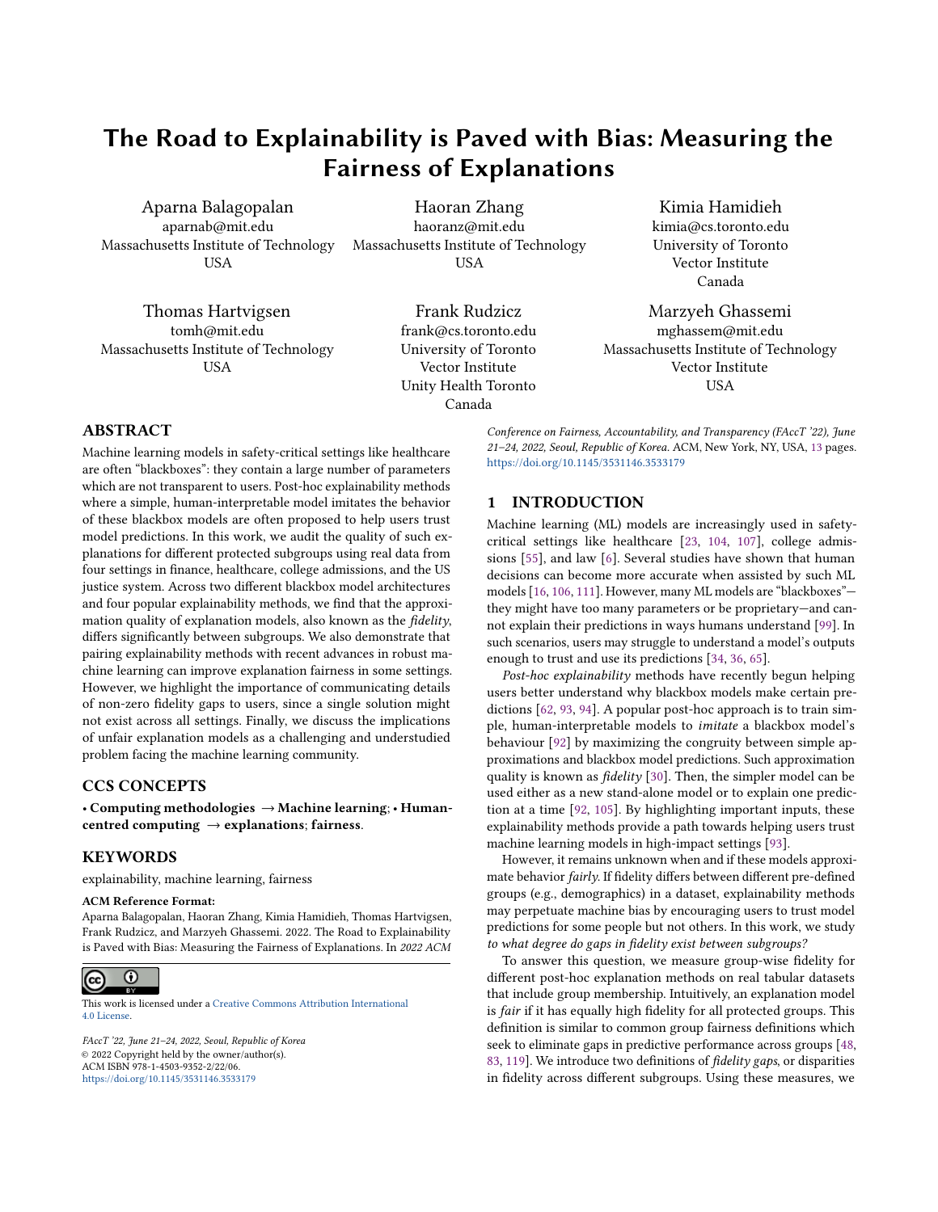# The Road to Explainability is Paved with Bias: Measuring the Fairness of Explanations

Aparna Balagopalan
aparnab@mit.edu
Massachusetts Institute of Technology
USA

Haoran Zhang
haoranz@mit.edu
Massachusetts Institute of Technology
USA

Kimia Hamidieh
kimia@cs.toronto.edu
University of Toronto
Vector Institute
Canada

Thomas Hartvigsen
tomh@mit.edu
Massachusetts Institute of Technology
USA

Frank Rudzicz
frank@cs.toronto.edu
University of Toronto
Vector Institute
Unity Health Toronto
Canada

Marzyeh Ghassemi
mghassem@mit.edu
Massachusetts Institute of Technology
Vector Institute
USA

## ABSTRACT

Machine learning models in safety-critical settings like healthcare are often "blackboxes": they contain a large number of parameters which are not transparent to users. Post-hoc explainability methods where a simple, human-interpretable model imitates the behavior of these blackbox models are often proposed to help users trust model predictions. In this work, we audit the quality of such explanations for different protected subgroups using real data from four settings in finance, healthcare, college admissions, and the US justice system. Across two different blackbox model architectures and four popular explainability methods, we find that the approximation quality of explanation models, also known as the *fidelity*, differs significantly between subgroups. We also demonstrate that pairing explainability methods with recent advances in robust machine learning can improve explanation fairness in some settings. However, we highlight the importance of communicating details of non-zero fidelity gaps to users, since a single solution might not exist across all settings. Finally, we discuss the implications of unfair explanation models as a challenging and understudied problem facing the machine learning community.

## CCS CONCEPTS

• **Computing methodologies** → **Machine learning**; • **Human-centred computing** → **explanations**; **fairness**.

## KEYWORDS

explainability, machine learning, fairness

**ACM Reference Format:**
Aparna Balagopalan, Haoran Zhang, Kimia Hamidieh, Thomas Hartvigsen, Frank Rudzicz, and Marzyeh Ghassemi. 2022. The Road to Explainability is Paved with Bias: Measuring the Fairness of Explanations. In *2022 ACM Conference on Fairness, Accountability, and Transparency (FAccT '22), June 21–24, 2022, Seoul, Republic of Korea.* ACM, New York, NY, USA, 13 pages. https://doi.org/10.1145/3531146.3533179

This work is licensed under a Creative Commons Attribution International 4.0 License.

*FAccT '22, June 21–24, 2022, Seoul, Republic of Korea*
© 2022 Copyright held by the owner/author(s).
ACM ISBN 978-1-4503-9352-2/22/06.
https://doi.org/10.1145/3531146.3533179

## 1 INTRODUCTION

Machine learning (ML) models are increasingly used in safety-critical settings like healthcare [23, 104, 107], college admissions [55], and law [6]. Several studies have shown that human decisions can become more accurate when assisted by such ML models [16, 106, 111]. However, many ML models are "blackboxes"—they might have too many parameters or be proprietary—and cannot explain their predictions in ways humans understand [99]. In such scenarios, users may struggle to understand a model's outputs enough to trust and use its predictions [34, 36, 65].

*Post-hoc explainability* methods have recently begun helping users better understand why blackbox models make certain predictions [62, 93, 94]. A popular post-hoc approach is to train simple, human-interpretable models to *imitate* a blackbox model's behaviour [92] by maximizing the congruity between simple approximations and blackbox model predictions. Such approximation quality is known as *fidelity* [30]. Then, the simpler model can be used either as a new stand-alone model or to explain one prediction at a time [92, 105]. By highlighting important inputs, these explainability methods provide a path towards helping users trust machine learning models in high-impact settings [93].

However, it remains unknown when and if these models approximate behavior *fairly.* If fidelity differs between different pre-defined groups (e.g., demographics) in a dataset, explainability methods may perpetuate machine bias by encouraging users to trust model predictions for some people but not others. In this work, we study *to what degree do gaps in fidelity exist between subgroups?*

To answer this question, we measure group-wise fidelity for different post-hoc explanation methods on real tabular datasets that include group membership. Intuitively, an explanation model is *fair* if it has equally high fidelity for all protected groups. This definition is similar to common group fairness definitions which seek to eliminate gaps in predictive performance across groups [48, 83, 119]. We introduce two definitions of *fidelity gaps*, or disparities in fidelity across different subgroups. Using these measures, we